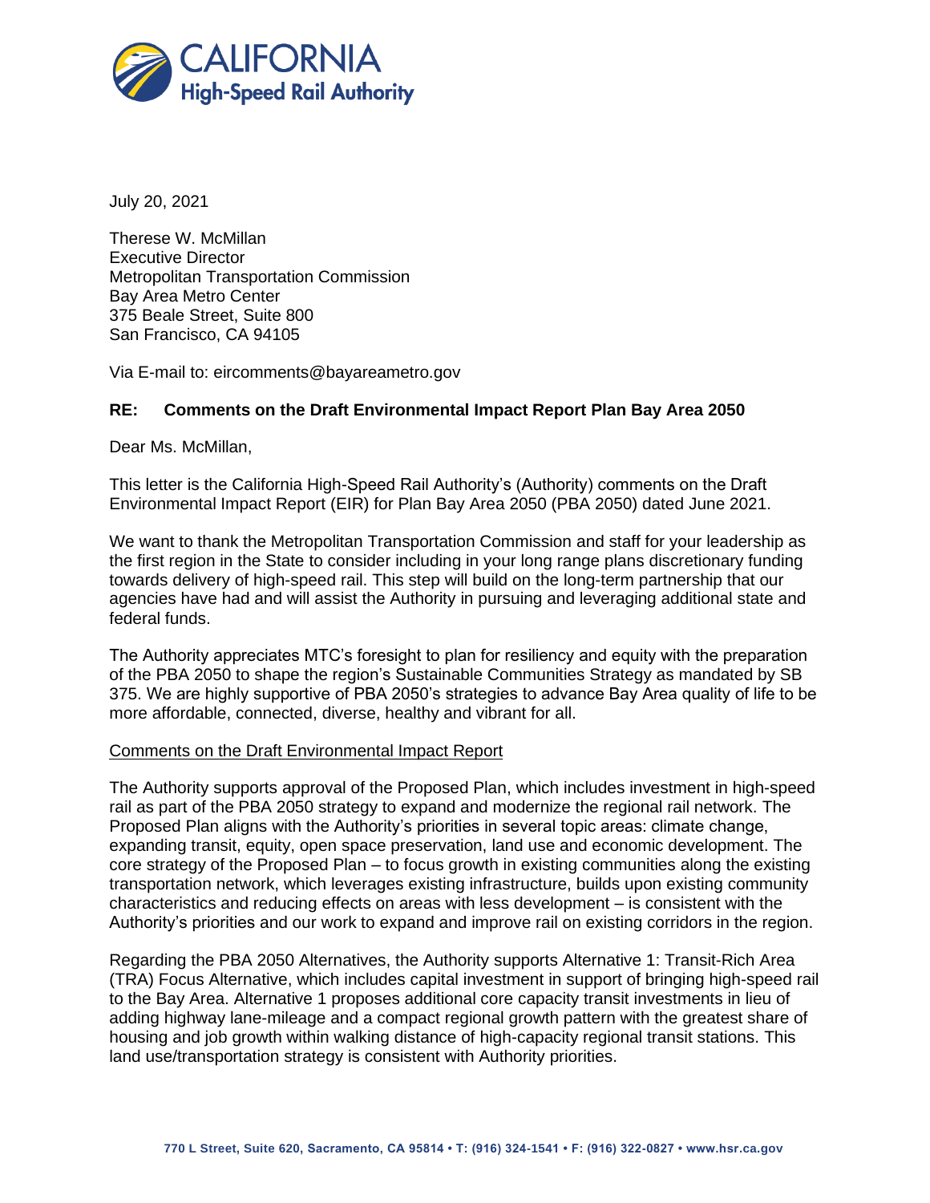# CALIFORNIA High-Speed Rail Authority

July 20, 2021

Therese W. McMillan
Executive Director
Metropolitan Transportation Commission
Bay Area Metro Center
375 Beale Street, Suite 800
San Francisco, CA 94105

Via E-mail to: eircomments@bayareametro.gov

**RE: Comments on the Draft Environmental Impact Report Plan Bay Area 2050**

Dear Ms. McMillan,

This letter is the California High-Speed Rail Authority's (Authority) comments on the Draft Environmental Impact Report (EIR) for Plan Bay Area 2050 (PBA 2050) dated June 2021.

We want to thank the Metropolitan Transportation Commission and staff for your leadership as the first region in the State to consider including in your long range plans discretionary funding towards delivery of high-speed rail. This step will build on the long-term partnership that our agencies have had and will assist the Authority in pursuing and leveraging additional state and federal funds.

The Authority appreciates MTC's foresight to plan for resiliency and equity with the preparation of the PBA 2050 to shape the region's Sustainable Communities Strategy as mandated by SB 375. We are highly supportive of PBA 2050's strategies to advance Bay Area quality of life to be more affordable, connected, diverse, healthy and vibrant for all.

Comments on the Draft Environmental Impact Report

The Authority supports approval of the Proposed Plan, which includes investment in high-speed rail as part of the PBA 2050 strategy to expand and modernize the regional rail network. The Proposed Plan aligns with the Authority's priorities in several topic areas: climate change, expanding transit, equity, open space preservation, land use and economic development. The core strategy of the Proposed Plan – to focus growth in existing communities along the existing transportation network, which leverages existing infrastructure, builds upon existing community characteristics and reducing effects on areas with less development – is consistent with the Authority's priorities and our work to expand and improve rail on existing corridors in the region.

Regarding the PBA 2050 Alternatives, the Authority supports Alternative 1: Transit-Rich Area (TRA) Focus Alternative, which includes capital investment in support of bringing high-speed rail to the Bay Area. Alternative 1 proposes additional core capacity transit investments in lieu of adding highway lane-mileage and a compact regional growth pattern with the greatest share of housing and job growth within walking distance of high-capacity regional transit stations. This land use/transportation strategy is consistent with Authority priorities.

770 L Street, Suite 620, Sacramento, CA 95814 • T: (916) 324-1541 • F: (916) 322-0827 • www.hsr.ca.gov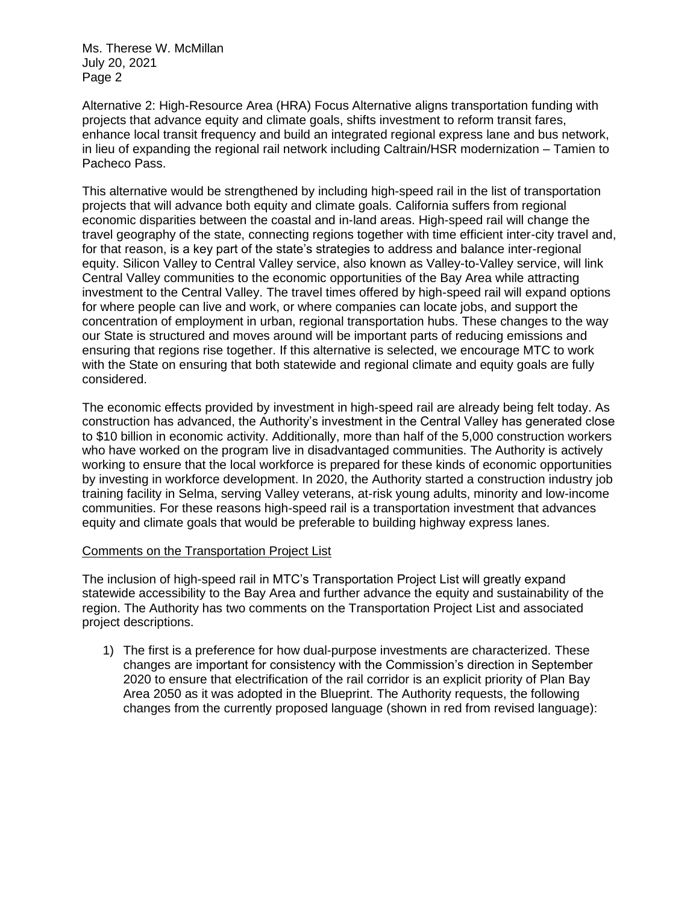Alternative 2: High-Resource Area (HRA) Focus Alternative aligns transportation funding with projects that advance equity and climate goals, shifts investment to reform transit fares, enhance local transit frequency and build an integrated regional express lane and bus network, in lieu of expanding the regional rail network including Caltrain/HSR modernization – Tamien to Pacheco Pass.

This alternative would be strengthened by including high-speed rail in the list of transportation projects that will advance both equity and climate goals. California suffers from regional economic disparities between the coastal and in-land areas. High-speed rail will change the travel geography of the state, connecting regions together with time efficient inter-city travel and, for that reason, is a key part of the state's strategies to address and balance inter-regional equity. Silicon Valley to Central Valley service, also known as Valley-to-Valley service, will link Central Valley communities to the economic opportunities of the Bay Area while attracting investment to the Central Valley. The travel times offered by high-speed rail will expand options for where people can live and work, or where companies can locate jobs, and support the concentration of employment in urban, regional transportation hubs. These changes to the way our State is structured and moves around will be important parts of reducing emissions and ensuring that regions rise together. If this alternative is selected, we encourage MTC to work with the State on ensuring that both statewide and regional climate and equity goals are fully considered.

The economic effects provided by investment in high-speed rail are already being felt today. As construction has advanced, the Authority's investment in the Central Valley has generated close to $10 billion in economic activity. Additionally, more than half of the 5,000 construction workers who have worked on the program live in disadvantaged communities. The Authority is actively working to ensure that the local workforce is prepared for these kinds of economic opportunities by investing in workforce development. In 2020, the Authority started a construction industry job training facility in Selma, serving Valley veterans, at-risk young adults, minority and low-income communities. For these reasons high-speed rail is a transportation investment that advances equity and climate goals that would be preferable to building highway express lanes.

Comments on the Transportation Project List

The inclusion of high-speed rail in MTC's Transportation Project List will greatly expand statewide accessibility to the Bay Area and further advance the equity and sustainability of the region. The Authority has two comments on the Transportation Project List and associated project descriptions.

1) The first is a preference for how dual-purpose investments are characterized. These changes are important for consistency with the Commission's direction in September 2020 to ensure that electrification of the rail corridor is an explicit priority of Plan Bay Area 2050 as it was adopted in the Blueprint. The Authority requests, the following changes from the currently proposed language (shown in red from revised language):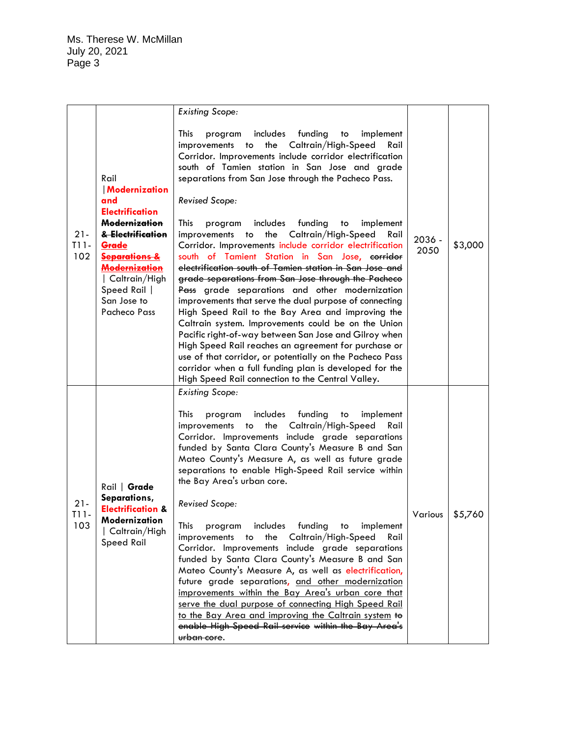| | | | | |
|---|---|---|---|---|
| 21-T11-102 | Rail \| **Modernization and Electrification** ~~**Modernization & Electrification**~~ ~~**Grade Separations & Modernization**~~ \| Caltrain/High Speed Rail \| San Jose to Pacheco Pass | *Existing Scope:*<br><br>This program includes funding to implement improvements to the Caltrain/High-Speed Rail Corridor. Improvements include corridor electrification south of Tamien station in San Jose and grade separations from San Jose through the Pacheco Pass.<br><br>*Revised Scope:*<br><br>This program includes funding to implement improvements to the Caltrain/High-Speed Rail Corridor. Improvements include corridor electrification south of Tamient Station in San Jose, ~~corridor electrification south of Tamien station in San Jose and grade separations from San Jose through the Pacheco Pass~~ grade separations and other modernization improvements that serve the dual purpose of connecting High Speed Rail to the Bay Area and improving the Caltrain system. Improvements could be on the Union Pacific right-of-way between San Jose and Gilroy when High Speed Rail reaches an agreement for purchase or use of that corridor, or potentially on the Pacheco Pass corridor when a full funding plan is developed for the High Speed Rail connection to the Central Valley. | 2036 - 2050 | $3,000 |
| 21-T11-103 | Rail \| **Grade Separations, Electrification & Modernization** \| Caltrain/High Speed Rail | *Existing Scope:*<br><br>This program includes funding to implement improvements to the Caltrain/High-Speed Rail Corridor. Improvements include grade separations funded by Santa Clara County's Measure B and San Mateo County's Measure A, as well as future grade separations to enable High-Speed Rail service within the Bay Area's urban core.<br><br>*Revised Scope:*<br><br>This program includes funding to implement improvements to the Caltrain/High-Speed Rail Corridor. Improvements include grade separations funded by Santa Clara County's Measure B and San Mateo County's Measure A, as well as electrification, future grade separations, <u>and other modernization improvements within the Bay Area's urban core that serve the dual purpose of connecting High Speed Rail to the Bay Area and improving the Caltrain system</u> ~~to enable High-Speed Rail service within the Bay Area's urban core~~. | Various | $5,760 |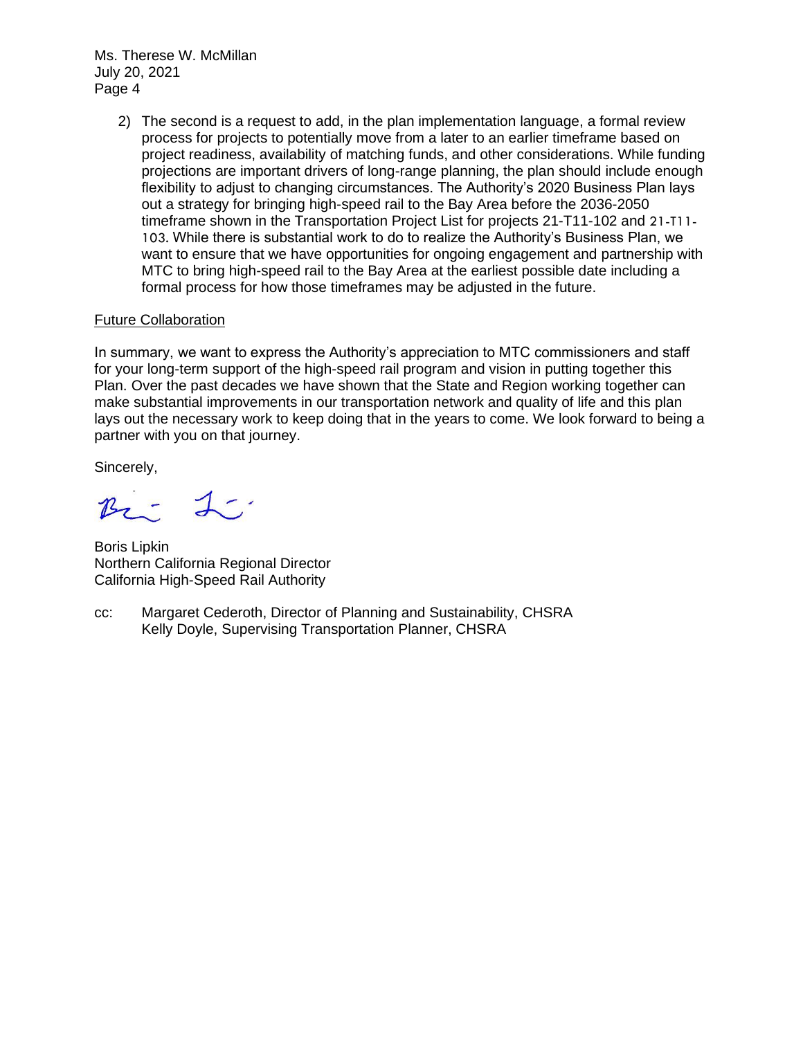Ms. Therese W. McMillan
July 20, 2021

2) The second is a request to add, in the plan implementation language, a formal review process for projects to potentially move from a later to an earlier timeframe based on project readiness, availability of matching funds, and other considerations. While funding projections are important drivers of long-range planning, the plan should include enough flexibility to adjust to changing circumstances. The Authority's 2020 Business Plan lays out a strategy for bringing high-speed rail to the Bay Area before the 2036-2050 timeframe shown in the Transportation Project List for projects 21-T11-102 and 21-T11-103. While there is substantial work to do to realize the Authority's Business Plan, we want to ensure that we have opportunities for ongoing engagement and partnership with MTC to bring high-speed rail to the Bay Area at the earliest possible date including a formal process for how those timeframes may be adjusted in the future.

Future Collaboration

In summary, we want to express the Authority's appreciation to MTC commissioners and staff for your long-term support of the high-speed rail program and vision in putting together this Plan. Over the past decades we have shown that the State and Region working together can make substantial improvements in our transportation network and quality of life and this plan lays out the necessary work to keep doing that in the years to come. We look forward to being a partner with you on that journey.

Sincerely,

Boris Lipkin
Northern California Regional Director
California High-Speed Rail Authority

cc: Margaret Cederoth, Director of Planning and Sustainability, CHSRA
Kelly Doyle, Supervising Transportation Planner, CHSRA